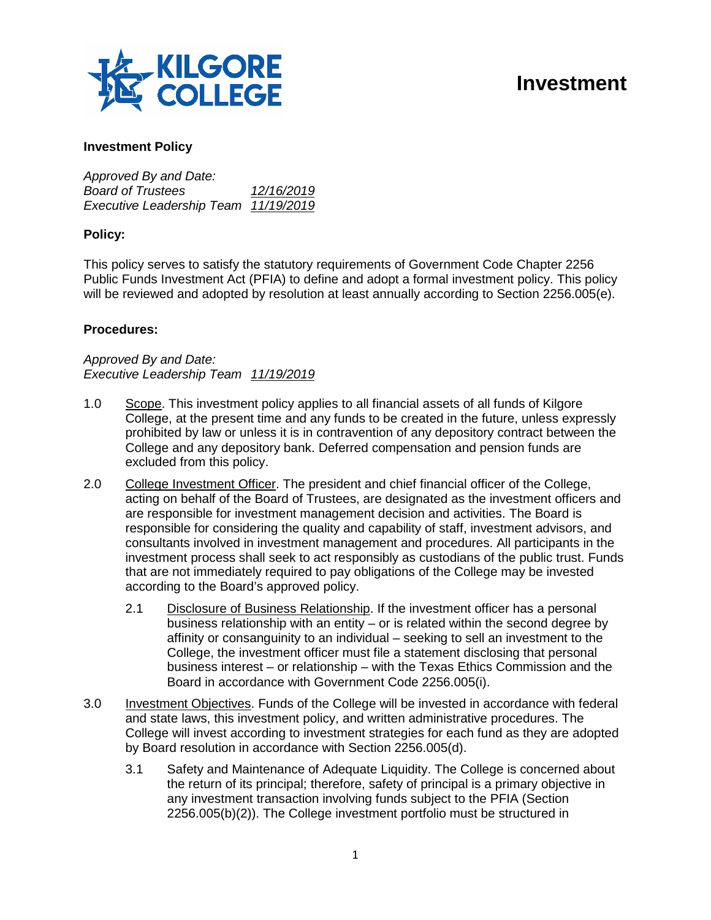# Investment

**Investment Policy**

*Approved By and Date:*
*Board of Trustees* *12/16/2019*
*Executive Leadership Team* *11/19/2019*

**Policy:**

This policy serves to satisfy the statutory requirements of Government Code Chapter 2256 Public Funds Investment Act (PFIA) to define and adopt a formal investment policy. This policy will be reviewed and adopted by resolution at least annually according to Section 2256.005(e).

**Procedures:**

*Approved By and Date:*
*Executive Leadership Team* *11/19/2019*

1.0 Scope. This investment policy applies to all financial assets of all funds of Kilgore College, at the present time and any funds to be created in the future, unless expressly prohibited by law or unless it is in contravention of any depository contract between the College and any depository bank. Deferred compensation and pension funds are excluded from this policy.

2.0 College Investment Officer. The president and chief financial officer of the College, acting on behalf of the Board of Trustees, are designated as the investment officers and are responsible for investment management decision and activities. The Board is responsible for considering the quality and capability of staff, investment advisors, and consultants involved in investment management and procedures. All participants in the investment process shall seek to act responsibly as custodians of the public trust. Funds that are not immediately required to pay obligations of the College may be invested according to the Board's approved policy.

   2.1 Disclosure of Business Relationship. If the investment officer has a personal business relationship with an entity – or is related within the second degree by affinity or consanguinity to an individual – seeking to sell an investment to the College, the investment officer must file a statement disclosing that personal business interest – or relationship – with the Texas Ethics Commission and the Board in accordance with Government Code 2256.005(i).

3.0 Investment Objectives. Funds of the College will be invested in accordance with federal and state laws, this investment policy, and written administrative procedures. The College will invest according to investment strategies for each fund as they are adopted by Board resolution in accordance with Section 2256.005(d).

   3.1 Safety and Maintenance of Adequate Liquidity. The College is concerned about the return of its principal; therefore, safety of principal is a primary objective in any investment transaction involving funds subject to the PFIA (Section 2256.005(b)(2)). The College investment portfolio must be structured in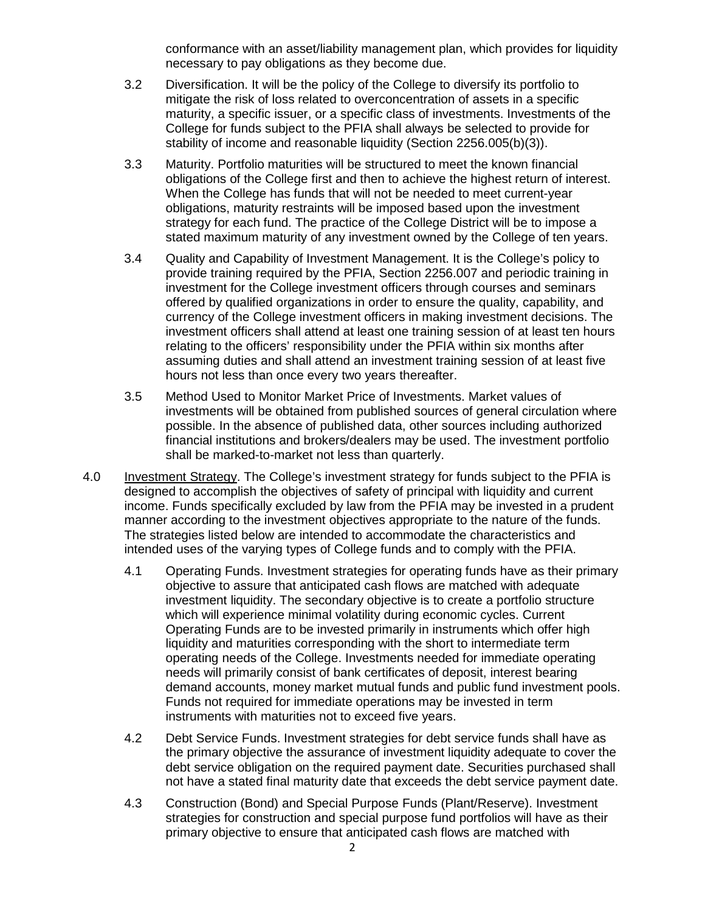conformance with an asset/liability management plan, which provides for liquidity necessary to pay obligations as they become due.

3.2 Diversification. It will be the policy of the College to diversify its portfolio to mitigate the risk of loss related to overconcentration of assets in a specific maturity, a specific issuer, or a specific class of investments. Investments of the College for funds subject to the PFIA shall always be selected to provide for stability of income and reasonable liquidity (Section 2256.005(b)(3)).

3.3 Maturity. Portfolio maturities will be structured to meet the known financial obligations of the College first and then to achieve the highest return of interest. When the College has funds that will not be needed to meet current-year obligations, maturity restraints will be imposed based upon the investment strategy for each fund. The practice of the College District will be to impose a stated maximum maturity of any investment owned by the College of ten years.

3.4 Quality and Capability of Investment Management. It is the College's policy to provide training required by the PFIA, Section 2256.007 and periodic training in investment for the College investment officers through courses and seminars offered by qualified organizations in order to ensure the quality, capability, and currency of the College investment officers in making investment decisions. The investment officers shall attend at least one training session of at least ten hours relating to the officers' responsibility under the PFIA within six months after assuming duties and shall attend an investment training session of at least five hours not less than once every two years thereafter.

3.5 Method Used to Monitor Market Price of Investments. Market values of investments will be obtained from published sources of general circulation where possible. In the absence of published data, other sources including authorized financial institutions and brokers/dealers may be used. The investment portfolio shall be marked-to-market not less than quarterly.

4.0 Investment Strategy. The College's investment strategy for funds subject to the PFIA is designed to accomplish the objectives of safety of principal with liquidity and current income. Funds specifically excluded by law from the PFIA may be invested in a prudent manner according to the investment objectives appropriate to the nature of the funds. The strategies listed below are intended to accommodate the characteristics and intended uses of the varying types of College funds and to comply with the PFIA.

4.1 Operating Funds. Investment strategies for operating funds have as their primary objective to assure that anticipated cash flows are matched with adequate investment liquidity. The secondary objective is to create a portfolio structure which will experience minimal volatility during economic cycles. Current Operating Funds are to be invested primarily in instruments which offer high liquidity and maturities corresponding with the short to intermediate term operating needs of the College. Investments needed for immediate operating needs will primarily consist of bank certificates of deposit, interest bearing demand accounts, money market mutual funds and public fund investment pools. Funds not required for immediate operations may be invested in term instruments with maturities not to exceed five years.

4.2 Debt Service Funds. Investment strategies for debt service funds shall have as the primary objective the assurance of investment liquidity adequate to cover the debt service obligation on the required payment date. Securities purchased shall not have a stated final maturity date that exceeds the debt service payment date.

4.3 Construction (Bond) and Special Purpose Funds (Plant/Reserve). Investment strategies for construction and special purpose fund portfolios will have as their primary objective to ensure that anticipated cash flows are matched with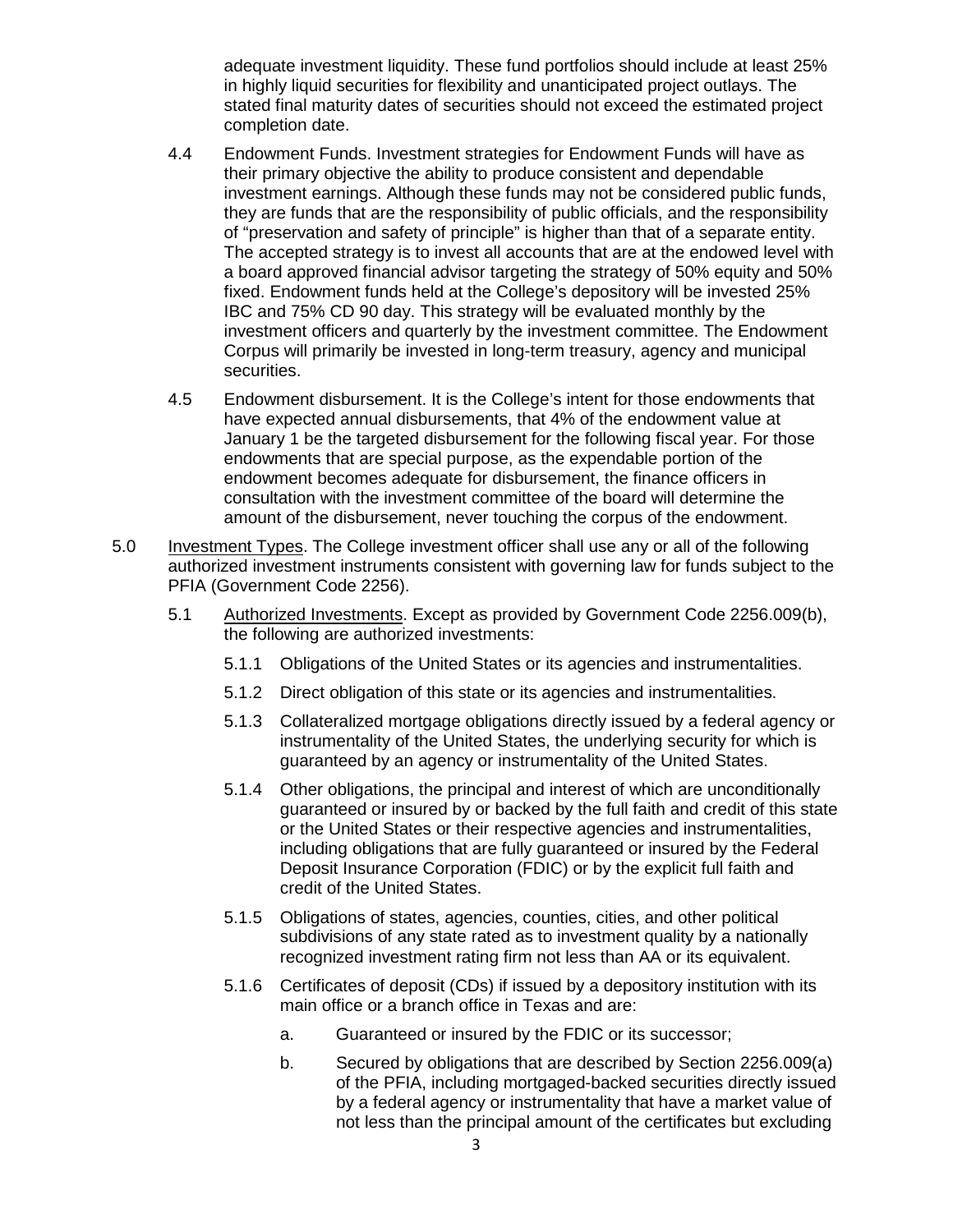adequate investment liquidity. These fund portfolios should include at least 25% in highly liquid securities for flexibility and unanticipated project outlays. The stated final maturity dates of securities should not exceed the estimated project completion date.

4.4 Endowment Funds. Investment strategies for Endowment Funds will have as their primary objective the ability to produce consistent and dependable investment earnings. Although these funds may not be considered public funds, they are funds that are the responsibility of public officials, and the responsibility of "preservation and safety of principle" is higher than that of a separate entity. The accepted strategy is to invest all accounts that are at the endowed level with a board approved financial advisor targeting the strategy of 50% equity and 50% fixed. Endowment funds held at the College's depository will be invested 25% IBC and 75% CD 90 day. This strategy will be evaluated monthly by the investment officers and quarterly by the investment committee. The Endowment Corpus will primarily be invested in long-term treasury, agency and municipal securities.

4.5 Endowment disbursement. It is the College's intent for those endowments that have expected annual disbursements, that 4% of the endowment value at January 1 be the targeted disbursement for the following fiscal year. For those endowments that are special purpose, as the expendable portion of the endowment becomes adequate for disbursement, the finance officers in consultation with the investment committee of the board will determine the amount of the disbursement, never touching the corpus of the endowment.

5.0 <u>Investment Types</u>. The College investment officer shall use any or all of the following authorized investment instruments consistent with governing law for funds subject to the PFIA (Government Code 2256).

5.1 <u>Authorized Investments</u>. Except as provided by Government Code 2256.009(b), the following are authorized investments:

5.1.1 Obligations of the United States or its agencies and instrumentalities.

5.1.2 Direct obligation of this state or its agencies and instrumentalities.

5.1.3 Collateralized mortgage obligations directly issued by a federal agency or instrumentality of the United States, the underlying security for which is guaranteed by an agency or instrumentality of the United States.

5.1.4 Other obligations, the principal and interest of which are unconditionally guaranteed or insured by or backed by the full faith and credit of this state or the United States or their respective agencies and instrumentalities, including obligations that are fully guaranteed or insured by the Federal Deposit Insurance Corporation (FDIC) or by the explicit full faith and credit of the United States.

5.1.5 Obligations of states, agencies, counties, cities, and other political subdivisions of any state rated as to investment quality by a nationally recognized investment rating firm not less than AA or its equivalent.

5.1.6 Certificates of deposit (CDs) if issued by a depository institution with its main office or a branch office in Texas and are:

a. Guaranteed or insured by the FDIC or its successor;

b. Secured by obligations that are described by Section 2256.009(a) of the PFIA, including mortgaged-backed securities directly issued by a federal agency or instrumentality that have a market value of not less than the principal amount of the certificates but excluding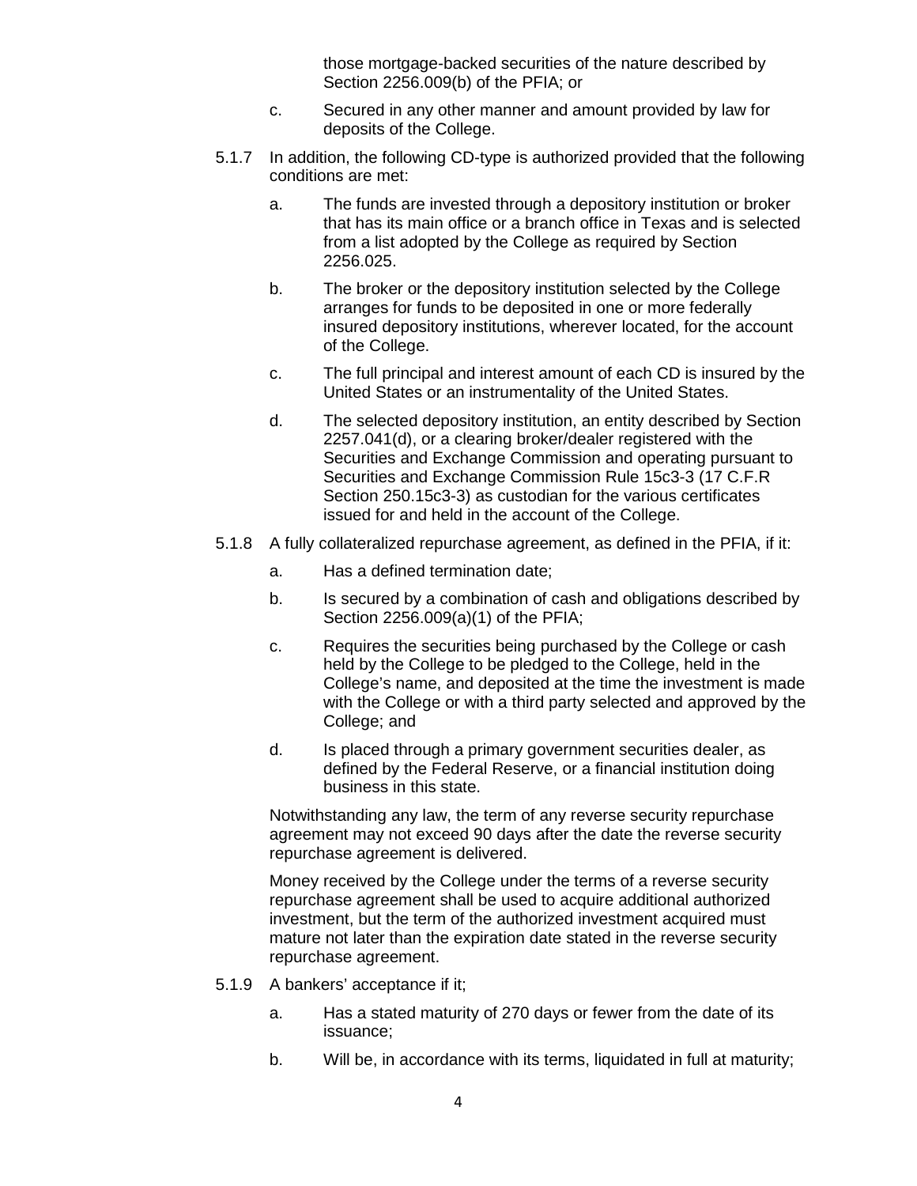those mortgage-backed securities of the nature described by Section 2256.009(b) of the PFIA; or

c. Secured in any other manner and amount provided by law for deposits of the College.

5.1.7 In addition, the following CD-type is authorized provided that the following conditions are met:

a. The funds are invested through a depository institution or broker that has its main office or a branch office in Texas and is selected from a list adopted by the College as required by Section 2256.025.

b. The broker or the depository institution selected by the College arranges for funds to be deposited in one or more federally insured depository institutions, wherever located, for the account of the College.

c. The full principal and interest amount of each CD is insured by the United States or an instrumentality of the United States.

d. The selected depository institution, an entity described by Section 2257.041(d), or a clearing broker/dealer registered with the Securities and Exchange Commission and operating pursuant to Securities and Exchange Commission Rule 15c3-3 (17 C.F.R Section 250.15c3-3) as custodian for the various certificates issued for and held in the account of the College.

5.1.8 A fully collateralized repurchase agreement, as defined in the PFIA, if it:

a. Has a defined termination date;

b. Is secured by a combination of cash and obligations described by Section 2256.009(a)(1) of the PFIA;

c. Requires the securities being purchased by the College or cash held by the College to be pledged to the College, held in the College's name, and deposited at the time the investment is made with the College or with a third party selected and approved by the College; and

d. Is placed through a primary government securities dealer, as defined by the Federal Reserve, or a financial institution doing business in this state.

Notwithstanding any law, the term of any reverse security repurchase agreement may not exceed 90 days after the date the reverse security repurchase agreement is delivered.

Money received by the College under the terms of a reverse security repurchase agreement shall be used to acquire additional authorized investment, but the term of the authorized investment acquired must mature not later than the expiration date stated in the reverse security repurchase agreement.

5.1.9 A bankers' acceptance if it;

a. Has a stated maturity of 270 days or fewer from the date of its issuance;

b. Will be, in accordance with its terms, liquidated in full at maturity;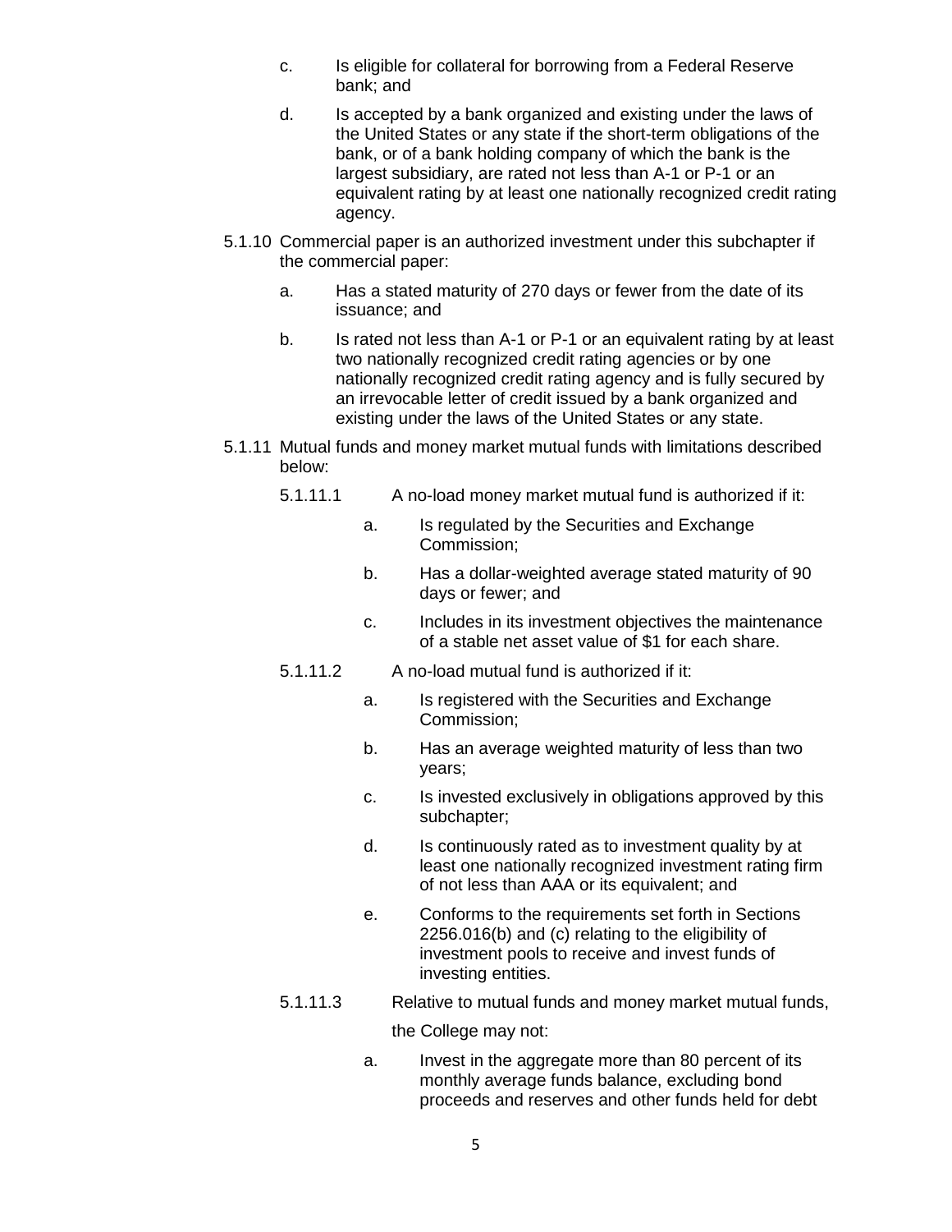c. Is eligible for collateral for borrowing from a Federal Reserve bank; and

d. Is accepted by a bank organized and existing under the laws of the United States or any state if the short-term obligations of the bank, or of a bank holding company of which the bank is the largest subsidiary, are rated not less than A-1 or P-1 or an equivalent rating by at least one nationally recognized credit rating agency.

5.1.10 Commercial paper is an authorized investment under this subchapter if the commercial paper:

a. Has a stated maturity of 270 days or fewer from the date of its issuance; and

b. Is rated not less than A-1 or P-1 or an equivalent rating by at least two nationally recognized credit rating agencies or by one nationally recognized credit rating agency and is fully secured by an irrevocable letter of credit issued by a bank organized and existing under the laws of the United States or any state.

5.1.11 Mutual funds and money market mutual funds with limitations described below:

5.1.11.1 A no-load money market mutual fund is authorized if it:

a. Is regulated by the Securities and Exchange Commission;

b. Has a dollar-weighted average stated maturity of 90 days or fewer; and

c. Includes in its investment objectives the maintenance of a stable net asset value of $1 for each share.

5.1.11.2 A no-load mutual fund is authorized if it:

a. Is registered with the Securities and Exchange Commission;

b. Has an average weighted maturity of less than two years;

c. Is invested exclusively in obligations approved by this subchapter;

d. Is continuously rated as to investment quality by at least one nationally recognized investment rating firm of not less than AAA or its equivalent; and

e. Conforms to the requirements set forth in Sections 2256.016(b) and (c) relating to the eligibility of investment pools to receive and invest funds of investing entities.

5.1.11.3 Relative to mutual funds and money market mutual funds, the College may not:

a. Invest in the aggregate more than 80 percent of its monthly average funds balance, excluding bond proceeds and reserves and other funds held for debt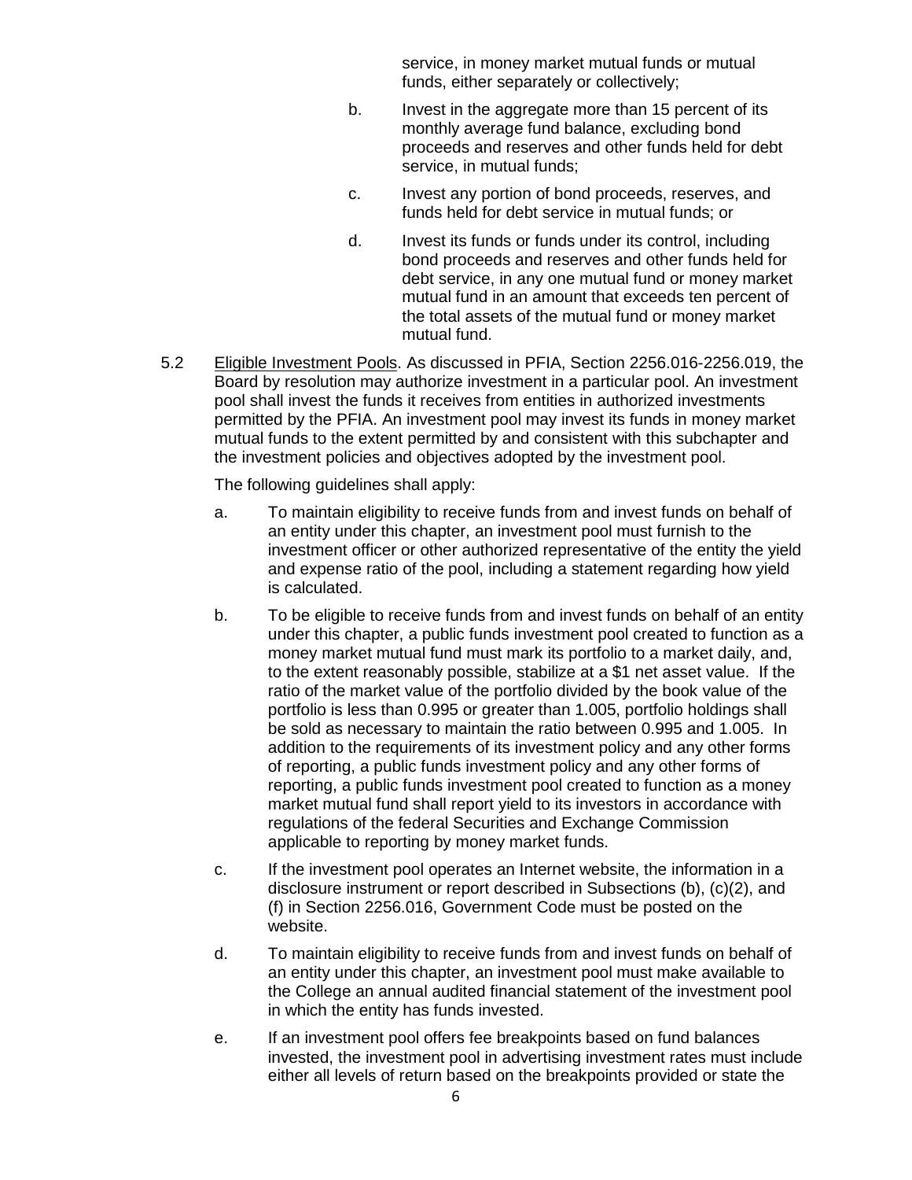service, in money market mutual funds or mutual funds, either separately or collectively;

b. Invest in the aggregate more than 15 percent of its monthly average fund balance, excluding bond proceeds and reserves and other funds held for debt service, in mutual funds;

c. Invest any portion of bond proceeds, reserves, and funds held for debt service in mutual funds; or

d. Invest its funds or funds under its control, including bond proceeds and reserves and other funds held for debt service, in any one mutual fund or money market mutual fund in an amount that exceeds ten percent of the total assets of the mutual fund or money market mutual fund.

5.2 Eligible Investment Pools. As discussed in PFIA, Section 2256.016-2256.019, the Board by resolution may authorize investment in a particular pool. An investment pool shall invest the funds it receives from entities in authorized investments permitted by the PFIA. An investment pool may invest its funds in money market mutual funds to the extent permitted by and consistent with this subchapter and the investment policies and objectives adopted by the investment pool.

The following guidelines shall apply:

a. To maintain eligibility to receive funds from and invest funds on behalf of an entity under this chapter, an investment pool must furnish to the investment officer or other authorized representative of the entity the yield and expense ratio of the pool, including a statement regarding how yield is calculated.

b. To be eligible to receive funds from and invest funds on behalf of an entity under this chapter, a public funds investment pool created to function as a money market mutual fund must mark its portfolio to a market daily, and, to the extent reasonably possible, stabilize at a $1 net asset value. If the ratio of the market value of the portfolio divided by the book value of the portfolio is less than 0.995 or greater than 1.005, portfolio holdings shall be sold as necessary to maintain the ratio between 0.995 and 1.005. In addition to the requirements of its investment policy and any other forms of reporting, a public funds investment policy and any other forms of reporting, a public funds investment pool created to function as a money market mutual fund shall report yield to its investors in accordance with regulations of the federal Securities and Exchange Commission applicable to reporting by money market funds.

c. If the investment pool operates an Internet website, the information in a disclosure instrument or report described in Subsections (b), (c)(2), and (f) in Section 2256.016, Government Code must be posted on the website.

d. To maintain eligibility to receive funds from and invest funds on behalf of an entity under this chapter, an investment pool must make available to the College an annual audited financial statement of the investment pool in which the entity has funds invested.

e. If an investment pool offers fee breakpoints based on fund balances invested, the investment pool in advertising investment rates must include either all levels of return based on the breakpoints provided or state the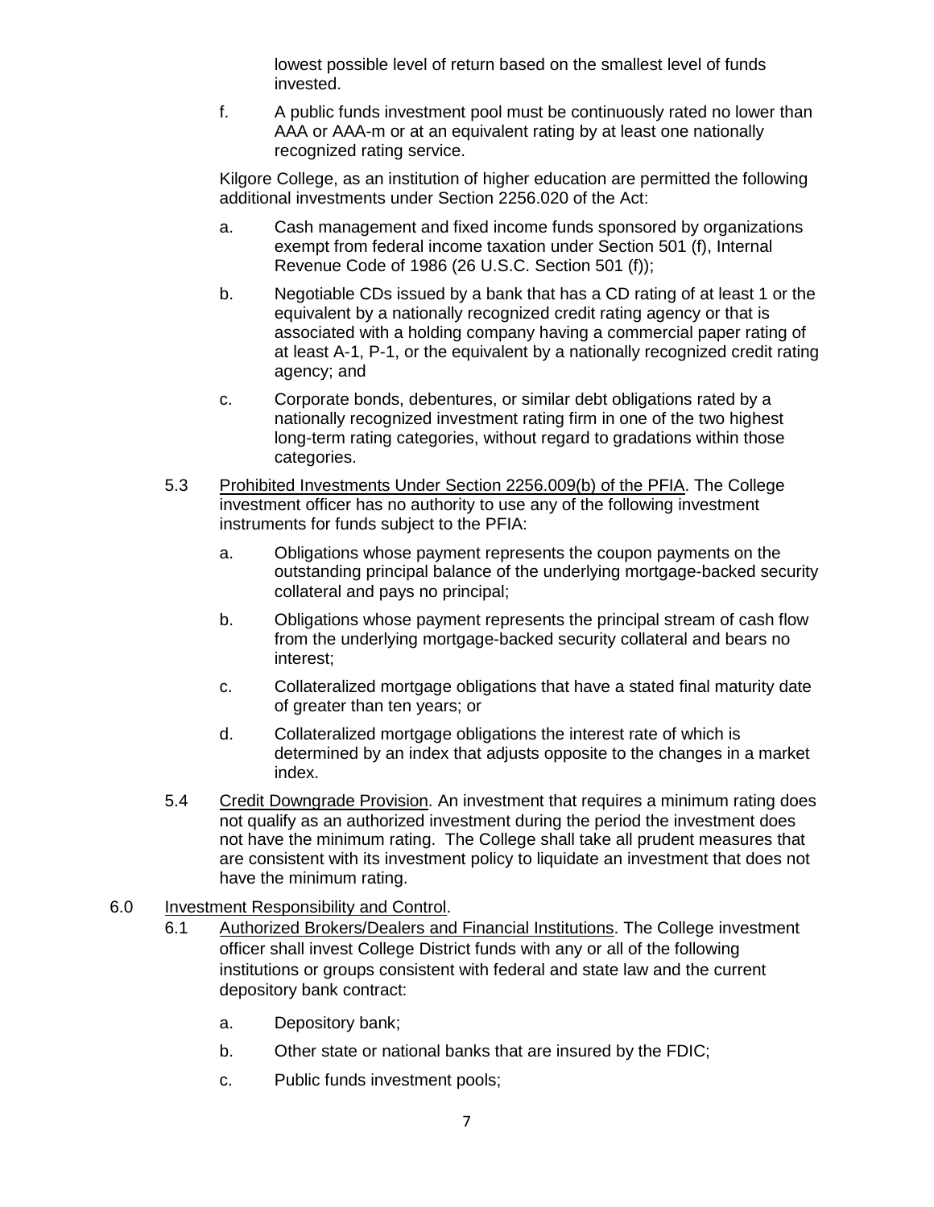lowest possible level of return based on the smallest level of funds invested.

f. A public funds investment pool must be continuously rated no lower than AAA or AAA-m or at an equivalent rating by at least one nationally recognized rating service.

Kilgore College, as an institution of higher education are permitted the following additional investments under Section 2256.020 of the Act:

a. Cash management and fixed income funds sponsored by organizations exempt from federal income taxation under Section 501 (f), Internal Revenue Code of 1986 (26 U.S.C. Section 501 (f));

b. Negotiable CDs issued by a bank that has a CD rating of at least 1 or the equivalent by a nationally recognized credit rating agency or that is associated with a holding company having a commercial paper rating of at least A-1, P-1, or the equivalent by a nationally recognized credit rating agency; and

c. Corporate bonds, debentures, or similar debt obligations rated by a nationally recognized investment rating firm in one of the two highest long-term rating categories, without regard to gradations within those categories.

5.3 Prohibited Investments Under Section 2256.009(b) of the PFIA. The College investment officer has no authority to use any of the following investment instruments for funds subject to the PFIA:

a. Obligations whose payment represents the coupon payments on the outstanding principal balance of the underlying mortgage-backed security collateral and pays no principal;

b. Obligations whose payment represents the principal stream of cash flow from the underlying mortgage-backed security collateral and bears no interest;

c. Collateralized mortgage obligations that have a stated final maturity date of greater than ten years; or

d. Collateralized mortgage obligations the interest rate of which is determined by an index that adjusts opposite to the changes in a market index.

5.4 Credit Downgrade Provision. An investment that requires a minimum rating does not qualify as an authorized investment during the period the investment does not have the minimum rating. The College shall take all prudent measures that are consistent with its investment policy to liquidate an investment that does not have the minimum rating.

6.0 Investment Responsibility and Control.

6.1 Authorized Brokers/Dealers and Financial Institutions. The College investment officer shall invest College District funds with any or all of the following institutions or groups consistent with federal and state law and the current depository bank contract:

a. Depository bank;

b. Other state or national banks that are insured by the FDIC;

c. Public funds investment pools;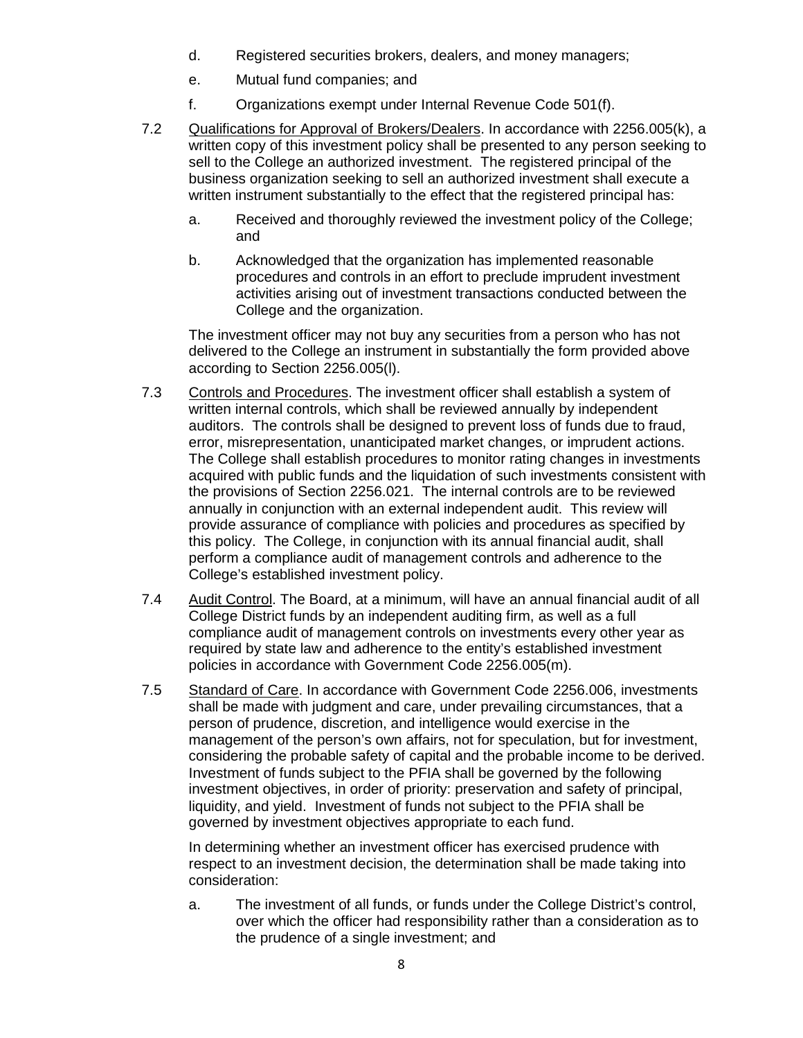d. Registered securities brokers, dealers, and money managers;

e. Mutual fund companies; and

f. Organizations exempt under Internal Revenue Code 501(f).

7.2 Qualifications for Approval of Brokers/Dealers. In accordance with 2256.005(k), a written copy of this investment policy shall be presented to any person seeking to sell to the College an authorized investment. The registered principal of the business organization seeking to sell an authorized investment shall execute a written instrument substantially to the effect that the registered principal has:

a. Received and thoroughly reviewed the investment policy of the College; and

b. Acknowledged that the organization has implemented reasonable procedures and controls in an effort to preclude imprudent investment activities arising out of investment transactions conducted between the College and the organization.

The investment officer may not buy any securities from a person who has not delivered to the College an instrument in substantially the form provided above according to Section 2256.005(l).

7.3 Controls and Procedures. The investment officer shall establish a system of written internal controls, which shall be reviewed annually by independent auditors. The controls shall be designed to prevent loss of funds due to fraud, error, misrepresentation, unanticipated market changes, or imprudent actions. The College shall establish procedures to monitor rating changes in investments acquired with public funds and the liquidation of such investments consistent with the provisions of Section 2256.021. The internal controls are to be reviewed annually in conjunction with an external independent audit. This review will provide assurance of compliance with policies and procedures as specified by this policy. The College, in conjunction with its annual financial audit, shall perform a compliance audit of management controls and adherence to the College's established investment policy.

7.4 Audit Control. The Board, at a minimum, will have an annual financial audit of all College District funds by an independent auditing firm, as well as a full compliance audit of management controls on investments every other year as required by state law and adherence to the entity's established investment policies in accordance with Government Code 2256.005(m).

7.5 Standard of Care. In accordance with Government Code 2256.006, investments shall be made with judgment and care, under prevailing circumstances, that a person of prudence, discretion, and intelligence would exercise in the management of the person's own affairs, not for speculation, but for investment, considering the probable safety of capital and the probable income to be derived. Investment of funds subject to the PFIA shall be governed by the following investment objectives, in order of priority: preservation and safety of principal, liquidity, and yield. Investment of funds not subject to the PFIA shall be governed by investment objectives appropriate to each fund.

In determining whether an investment officer has exercised prudence with respect to an investment decision, the determination shall be made taking into consideration:

a. The investment of all funds, or funds under the College District's control, over which the officer had responsibility rather than a consideration as to the prudence of a single investment; and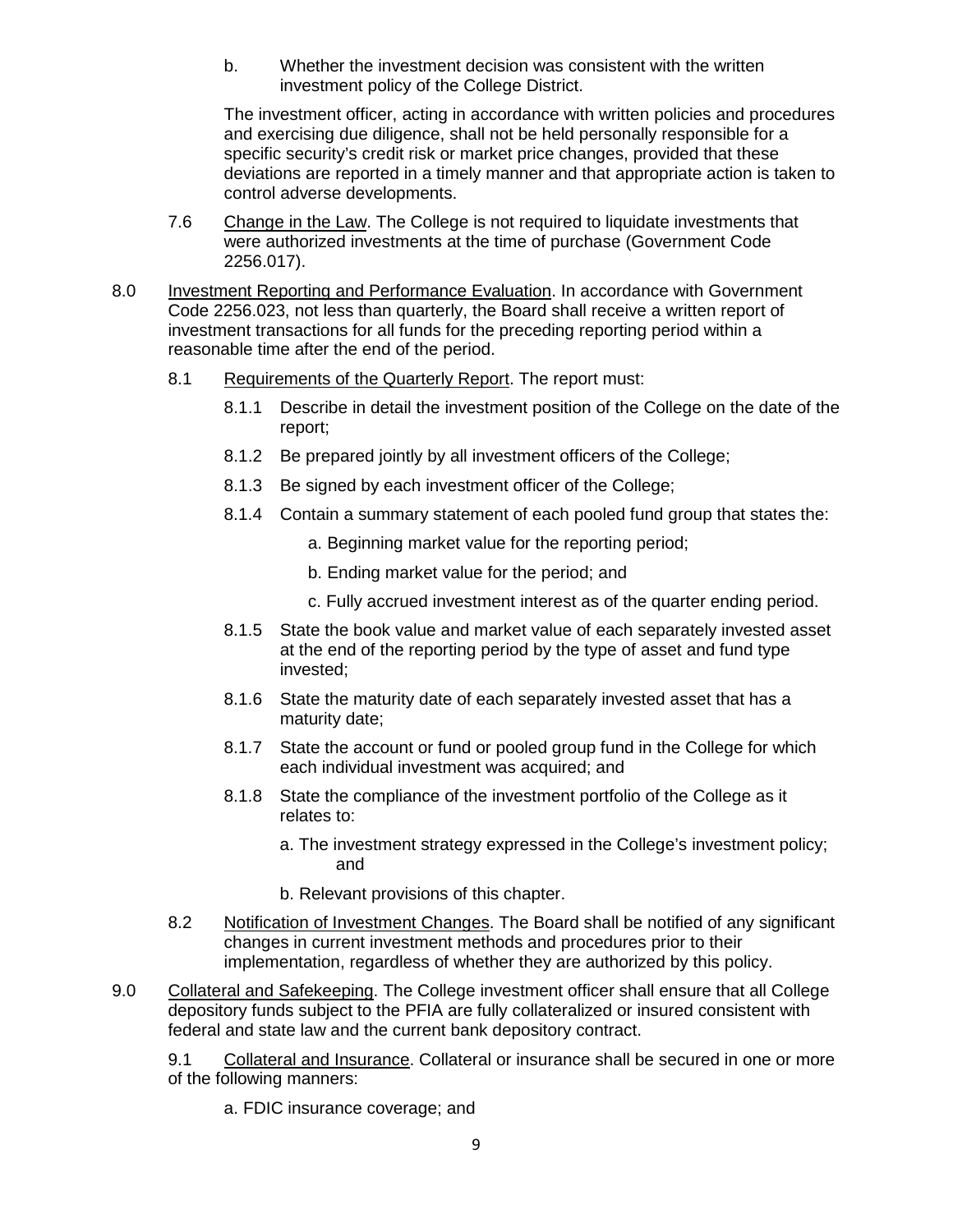b. Whether the investment decision was consistent with the written investment policy of the College District.

The investment officer, acting in accordance with written policies and procedures and exercising due diligence, shall not be held personally responsible for a specific security's credit risk or market price changes, provided that these deviations are reported in a timely manner and that appropriate action is taken to control adverse developments.

7.6 Change in the Law. The College is not required to liquidate investments that were authorized investments at the time of purchase (Government Code 2256.017).

8.0 Investment Reporting and Performance Evaluation. In accordance with Government Code 2256.023, not less than quarterly, the Board shall receive a written report of investment transactions for all funds for the preceding reporting period within a reasonable time after the end of the period.

8.1 Requirements of the Quarterly Report. The report must:

8.1.1 Describe in detail the investment position of the College on the date of the report;

8.1.2 Be prepared jointly by all investment officers of the College;

8.1.3 Be signed by each investment officer of the College;

8.1.4 Contain a summary statement of each pooled fund group that states the:

a. Beginning market value for the reporting period;

b. Ending market value for the period; and

c. Fully accrued investment interest as of the quarter ending period.

8.1.5 State the book value and market value of each separately invested asset at the end of the reporting period by the type of asset and fund type invested;

8.1.6 State the maturity date of each separately invested asset that has a maturity date;

8.1.7 State the account or fund or pooled group fund in the College for which each individual investment was acquired; and

8.1.8 State the compliance of the investment portfolio of the College as it relates to:

a. The investment strategy expressed in the College's investment policy; and

b. Relevant provisions of this chapter.

8.2 Notification of Investment Changes. The Board shall be notified of any significant changes in current investment methods and procedures prior to their implementation, regardless of whether they are authorized by this policy.

9.0 Collateral and Safekeeping. The College investment officer shall ensure that all College depository funds subject to the PFIA are fully collateralized or insured consistent with federal and state law and the current bank depository contract.

9.1 Collateral and Insurance. Collateral or insurance shall be secured in one or more of the following manners:

a. FDIC insurance coverage; and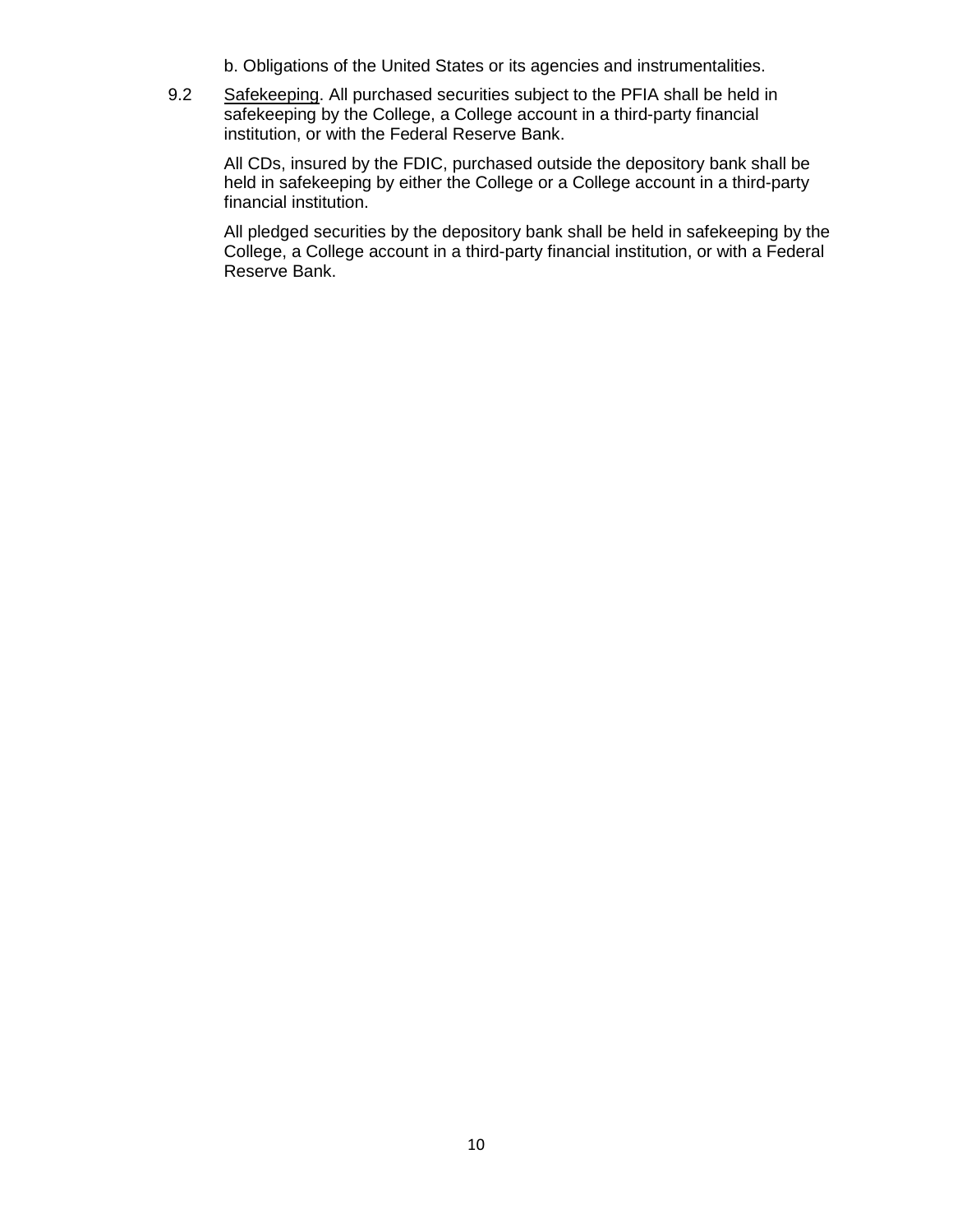b. Obligations of the United States or its agencies and instrumentalities.

9.2 Safekeeping. All purchased securities subject to the PFIA shall be held in safekeeping by the College, a College account in a third-party financial institution, or with the Federal Reserve Bank.

All CDs, insured by the FDIC, purchased outside the depository bank shall be held in safekeeping by either the College or a College account in a third-party financial institution.

All pledged securities by the depository bank shall be held in safekeeping by the College, a College account in a third-party financial institution, or with a Federal Reserve Bank.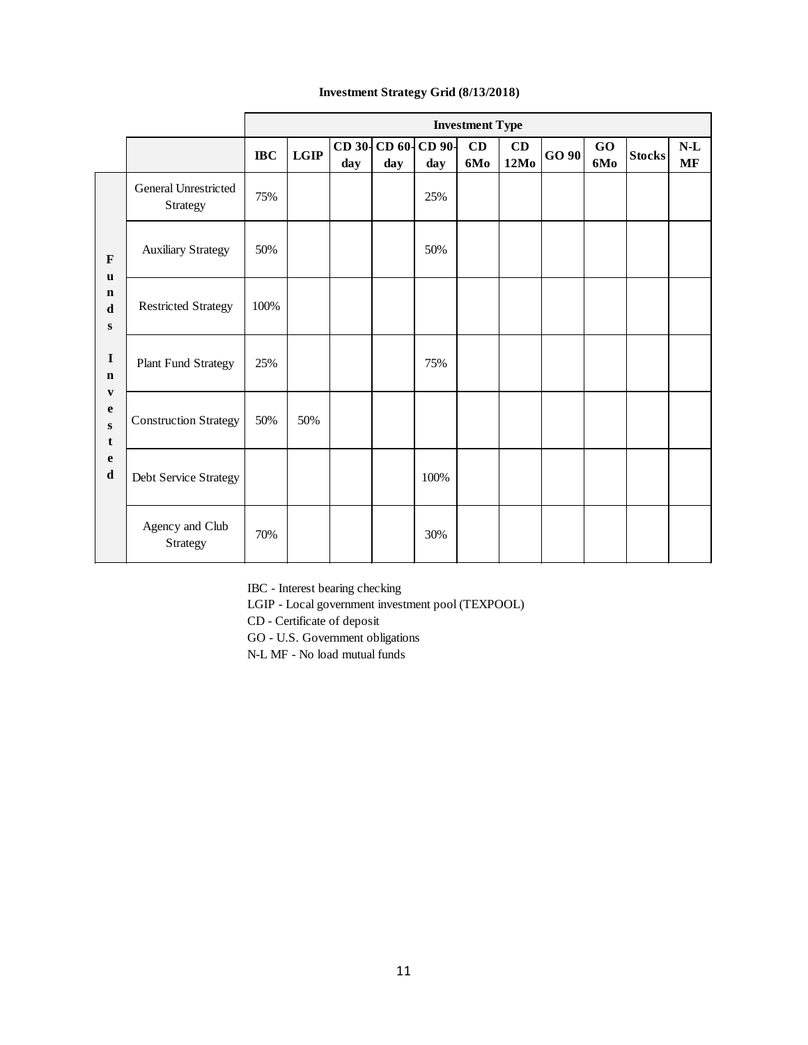**Investment Strategy Grid (8/13/2018)**

| | | Investment Type | | | | | | | | | | |
|---|---|---|---|---|---|---|---|---|---|---|---|---|
| | | **IBC** | **LGIP** | **CD 30-day** | **CD 60-day** | **CD 90-day** | **CD 6Mo** | **CD 12Mo** | **GO 90** | **GO 6Mo** | **Stocks** | **N-L MF** |
| **Funds Invested** | General Unrestricted Strategy | 75% | | | | 25% | | | | | | |
| | Auxiliary Strategy | 50% | | | | 50% | | | | | | |
| | Restricted Strategy | 100% | | | | | | | | | | |
| | Plant Fund Strategy | 25% | | | | 75% | | | | | | |
| | Construction Strategy | 50% | 50% | | | | | | | | | |
| | Debt Service Strategy | | | | | 100% | | | | | | |
| | Agency and Club Strategy | 70% | | | | 30% | | | | | | |

IBC - Interest bearing checking
LGIP - Local government investment pool (TEXPOOL)
CD - Certificate of deposit
GO - U.S. Government obligations
N-L MF - No load mutual funds